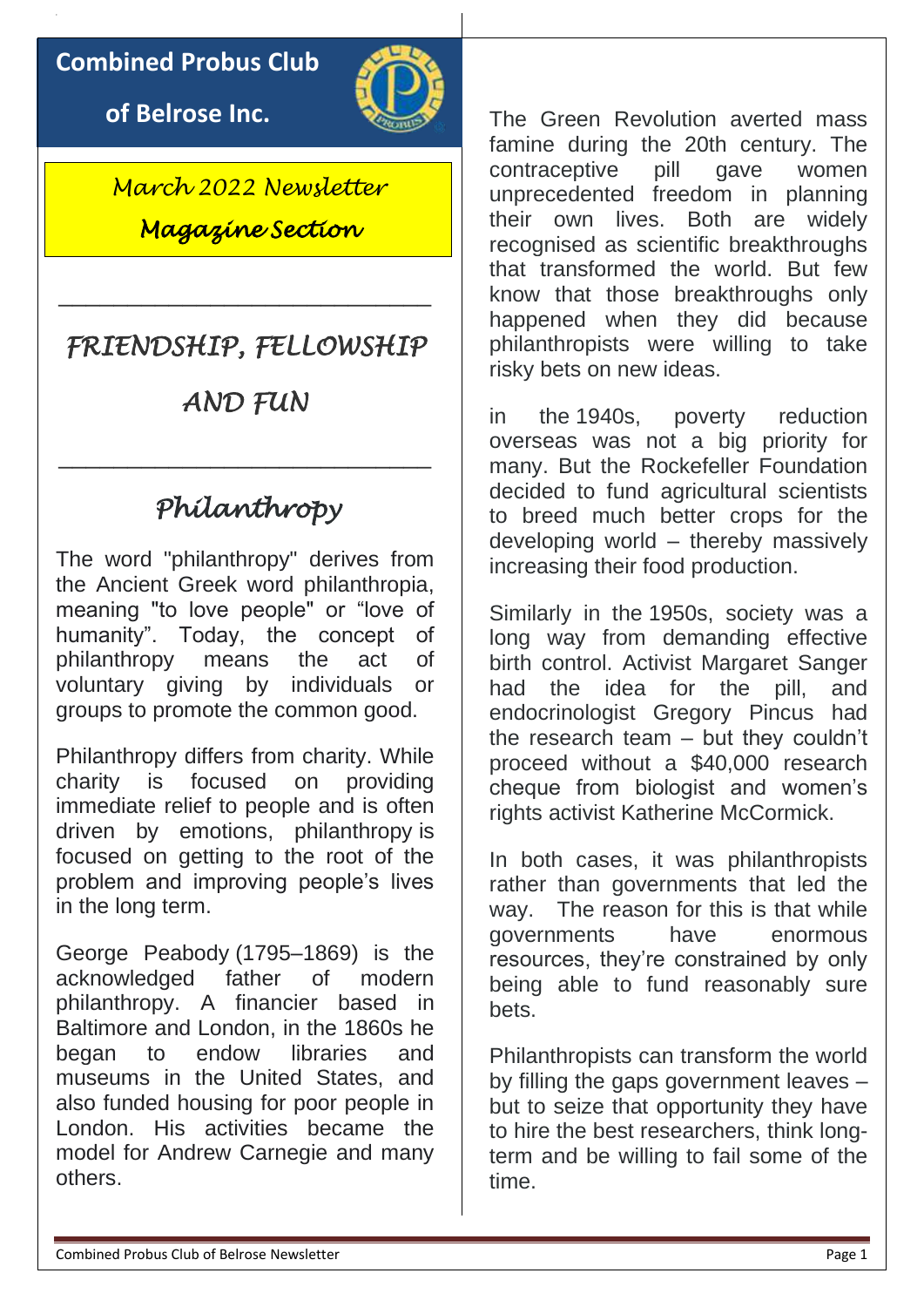# Combined Probus Club of Belrose Inc.

*March 2022 Newsletter*

*Magazine Section*

---

## *FRIENDSHIP, FELLOWSHIP AND FUN*

---

## *Philanthropy*

The word "philanthropy" derives from the Ancient Greek word philanthropia, meaning "to love people" or "love of humanity". Today, the concept of philanthropy means the act of voluntary giving by individuals or groups to promote the common good.

Philanthropy differs from charity. While charity is focused on providing immediate relief to people and is often driven by emotions, philanthropy is focused on getting to the root of the problem and improving people's lives in the long term.

George Peabody (1795–1869) is the acknowledged father of modern philanthropy. A financier based in Baltimore and London, in the 1860s he began to endow libraries and museums in the United States, and also funded housing for poor people in London. His activities became the model for Andrew Carnegie and many others.

The Green Revolution averted mass famine during the 20th century. The contraceptive pill gave women unprecedented freedom in planning their own lives. Both are widely recognised as scientific breakthroughs that transformed the world. But few know that those breakthroughs only happened when they did because philanthropists were willing to take risky bets on new ideas.

in the 1940s, poverty reduction overseas was not a big priority for many. But the Rockefeller Foundation decided to fund agricultural scientists to breed much better crops for the developing world – thereby massively increasing their food production.

Similarly in the 1950s, society was a long way from demanding effective birth control. Activist Margaret Sanger had the idea for the pill, and endocrinologist Gregory Pincus had the research team – but they couldn't proceed without a $40,000 research cheque from biologist and women's rights activist Katherine McCormick.

In both cases, it was philanthropists rather than governments that led the way. The reason for this is that while governments have enormous resources, they're constrained by only being able to fund reasonably sure bets.

Philanthropists can transform the world by filling the gaps government leaves – but to seize that opportunity they have to hire the best researchers, think long-term and be willing to fail some of the time.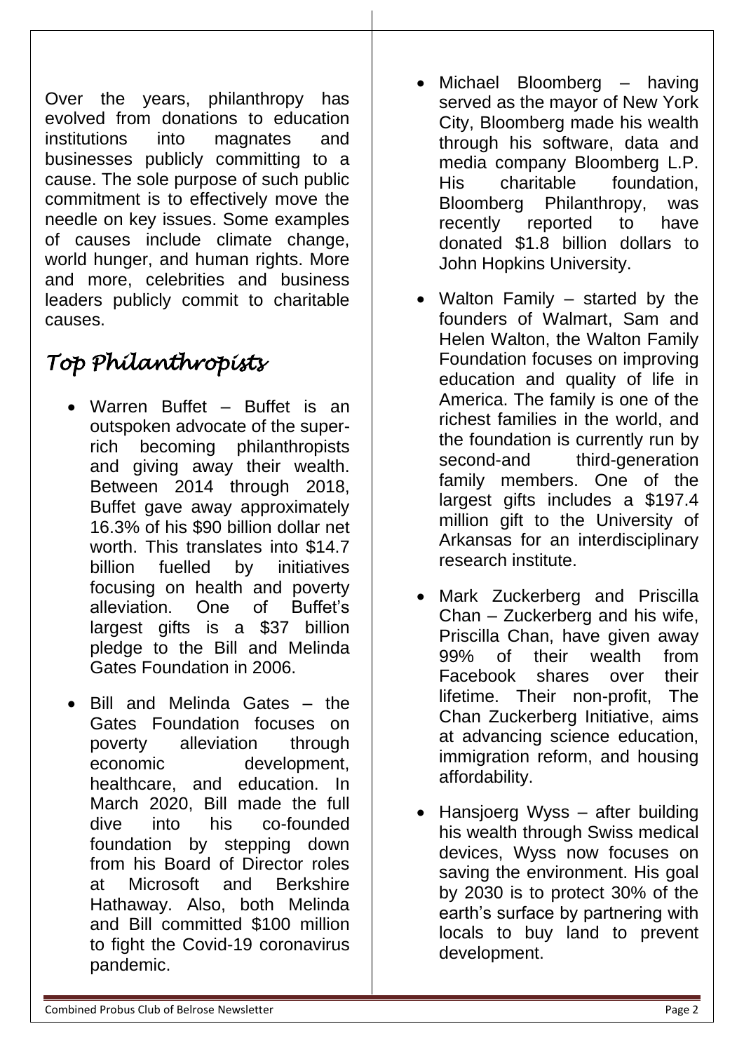Over the years, philanthropy has evolved from donations to education institutions into magnates and businesses publicly committing to a cause. The sole purpose of such public commitment is to effectively move the needle on key issues. Some examples of causes include climate change, world hunger, and human rights. More and more, celebrities and business leaders publicly commit to charitable causes.

## *Top Philanthropists*

- Warren Buffet – Buffet is an outspoken advocate of the super-rich becoming philanthropists and giving away their wealth. Between 2014 through 2018, Buffet gave away approximately 16.3% of his $90 billion dollar net worth. This translates into $14.7 billion fuelled by initiatives focusing on health and poverty alleviation. One of Buffet's largest gifts is a $37 billion pledge to the Bill and Melinda Gates Foundation in 2006.

- Bill and Melinda Gates – the Gates Foundation focuses on poverty alleviation through economic development, healthcare, and education. In March 2020, Bill made the full dive into his co-founded foundation by stepping down from his Board of Director roles at Microsoft and Berkshire Hathaway. Also, both Melinda and Bill committed $100 million to fight the Covid-19 coronavirus pandemic.

- Michael Bloomberg – having served as the mayor of New York City, Bloomberg made his wealth through his software, data and media company Bloomberg L.P. His charitable foundation, Bloomberg Philanthropy, was recently reported to have donated $1.8 billion dollars to John Hopkins University.

- Walton Family – started by the founders of Walmart, Sam and Helen Walton, the Walton Family Foundation focuses on improving education and quality of life in America. The family is one of the richest families in the world, and the foundation is currently run by second-and third-generation family members. One of the largest gifts includes a $197.4 million gift to the University of Arkansas for an interdisciplinary research institute.

- Mark Zuckerberg and Priscilla Chan – Zuckerberg and his wife, Priscilla Chan, have given away 99% of their wealth from Facebook shares over their lifetime. Their non-profit, The Chan Zuckerberg Initiative, aims at advancing science education, immigration reform, and housing affordability.

- Hansjoerg Wyss – after building his wealth through Swiss medical devices, Wyss now focuses on saving the environment. His goal by 2030 is to protect 30% of the earth's surface by partnering with locals to buy land to prevent development.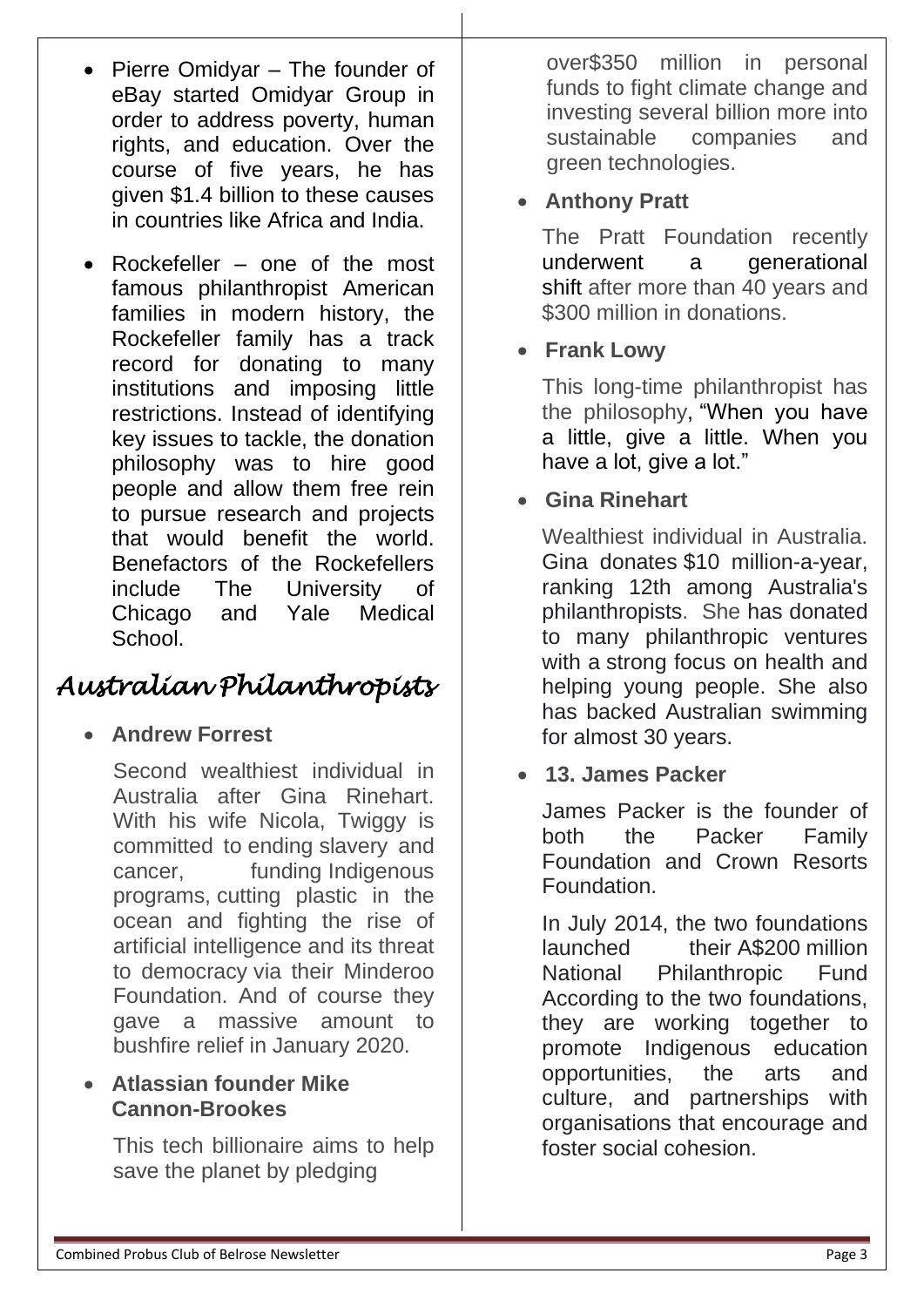- Pierre Omidyar – The founder of eBay started Omidyar Group in order to address poverty, human rights, and education. Over the course of five years, he has given $1.4 billion to these causes in countries like Africa and India.
- Rockefeller – one of the most famous philanthropist American families in modern history, the Rockefeller family has a track record for donating to many institutions and imposing little restrictions. Instead of identifying key issues to tackle, the donation philosophy was to hire good people and allow them free rein to pursue research and projects that would benefit the world. Benefactors of the Rockefellers include The University of Chicago and Yale Medical School.

## *Australian Philanthropists*

- **Andrew Forrest**

  Second wealthiest individual in Australia after Gina Rinehart. With his wife Nicola, Twiggy is committed to ending slavery and cancer, funding Indigenous programs, cutting plastic in the ocean and fighting the rise of artificial intelligence and its threat to democracy via their Minderoo Foundation. And of course they gave a massive amount to bushfire relief in January 2020.

- **Atlassian founder Mike Cannon-Brookes**

  This tech billionaire aims to help save the planet by pledging over$350 million in personal funds to fight climate change and investing several billion more into sustainable companies and green technologies.

- **Anthony Pratt**

  The Pratt Foundation recently underwent a generational shift after more than 40 years and $300 million in donations.

- **Frank Lowy**

  This long-time philanthropist has the philosophy, "When you have a little, give a little. When you have a lot, give a lot."

- **Gina Rinehart**

  Wealthiest individual in Australia. Gina donates $10 million-a-year, ranking 12th among Australia's philanthropists. She has donated to many philanthropic ventures with a strong focus on health and helping young people. She also has backed Australian swimming for almost 30 years.

- **13. James Packer**

  James Packer is the founder of both the Packer Family Foundation and Crown Resorts Foundation.

  In July 2014, the two foundations launched their A$200 million National Philanthropic Fund According to the two foundations, they are working together to promote Indigenous education opportunities, the arts and culture, and partnerships with organisations that encourage and foster social cohesion.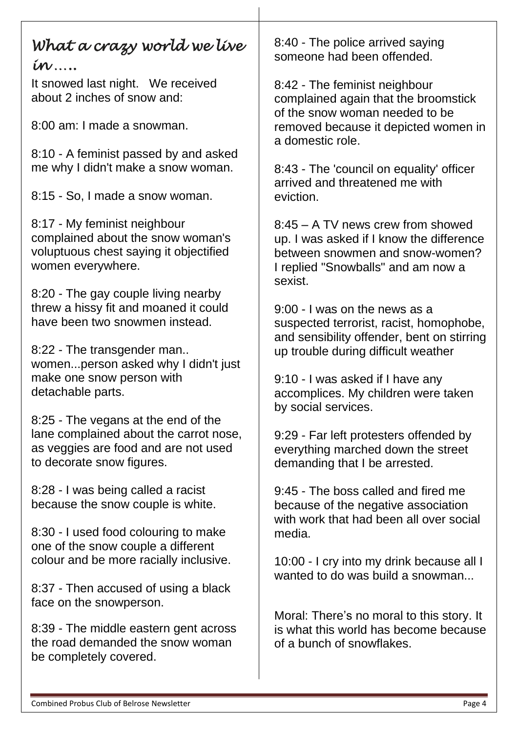# *What a crazy world we live in…..*

It snowed last night. We received about 2 inches of snow and:

8:00 am: I made a snowman.

8:10 - A feminist passed by and asked me why I didn't make a snow woman.

8:15 - So, I made a snow woman.

8:17 - My feminist neighbour complained about the snow woman's voluptuous chest saying it objectified women everywhere.

8:20 - The gay couple living nearby threw a hissy fit and moaned it could have been two snowmen instead.

8:22 - The transgender man.. women...person asked why I didn't just make one snow person with detachable parts.

8:25 - The vegans at the end of the lane complained about the carrot nose, as veggies are food and are not used to decorate snow figures.

8:28 - I was being called a racist because the snow couple is white.

8:30 - I used food colouring to make one of the snow couple a different colour and be more racially inclusive.

8:37 - Then accused of using a black face on the snowperson.

8:39 - The middle eastern gent across the road demanded the snow woman be completely covered.

8:40 - The police arrived saying someone had been offended.

8:42 - The feminist neighbour complained again that the broomstick of the snow woman needed to be removed because it depicted women in a domestic role.

8:43 - The 'council on equality' officer arrived and threatened me with eviction.

8:45 – A TV news crew from showed up. I was asked if I know the difference between snowmen and snow-women? I replied "Snowballs" and am now a sexist.

9:00 - I was on the news as a suspected terrorist, racist, homophobe, and sensibility offender, bent on stirring up trouble during difficult weather

9:10 - I was asked if I have any accomplices. My children were taken by social services.

9:29 - Far left protesters offended by everything marched down the street demanding that I be arrested.

9:45 - The boss called and fired me because of the negative association with work that had been all over social media.

10:00 - I cry into my drink because all I wanted to do was build a snowman...

Moral: There's no moral to this story. It is what this world has become because of a bunch of snowflakes.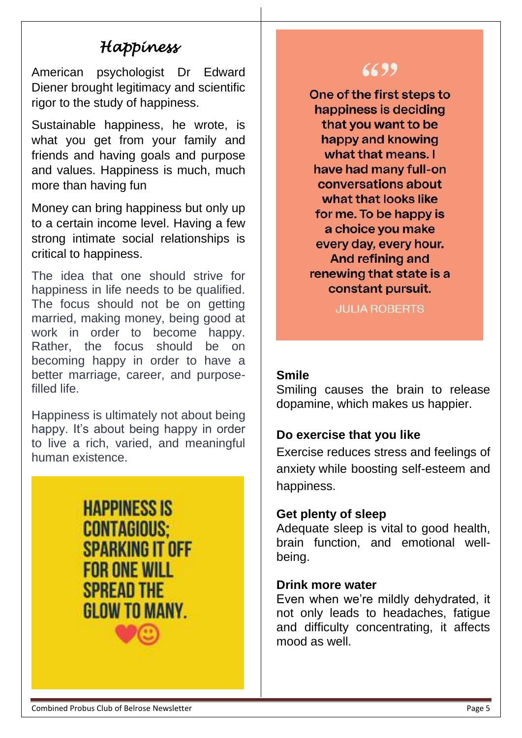# *Happiness*

American psychologist Dr Edward Diener brought legitimacy and scientific rigor to the study of happiness.

Sustainable happiness, he wrote, is what you get from your family and friends and having goals and purpose and values. Happiness is much, much more than having fun

Money can bring happiness but only up to a certain income level. Having a few strong intimate social relationships is critical to happiness.

The idea that one should strive for happiness in life needs to be qualified. The focus should not be on getting married, making money, being good at work in order to become happy. Rather, the focus should be on becoming happy in order to have a better marriage, career, and purpose-filled life.

Happiness is ultimately not about being happy. It's about being happy in order to live a rich, varied, and meaningful human existence.

**HAPPINESS IS CONTAGIOUS; SPARKING IT OFF FOR ONE WILL SPREAD THE GLOW TO MANY.** ❤☺

> **One of the first steps to happiness is deciding that you want to be happy and knowing what that means. I have had many full-on conversations about what that looks like for me. To be happy is a choice you make every day, every hour. And refining and renewing that state is a constant pursuit.**
>
> JULIA ROBERTS

**Smile**
Smiling causes the brain to release dopamine, which makes us happier.

**Do exercise that you like**
Exercise reduces stress and feelings of anxiety while boosting self-esteem and happiness.

**Get plenty of sleep**
Adequate sleep is vital to good health, brain function, and emotional well-being.

**Drink more water**
Even when we're mildly dehydrated, it not only leads to headaches, fatigue and difficulty concentrating, it affects mood as well.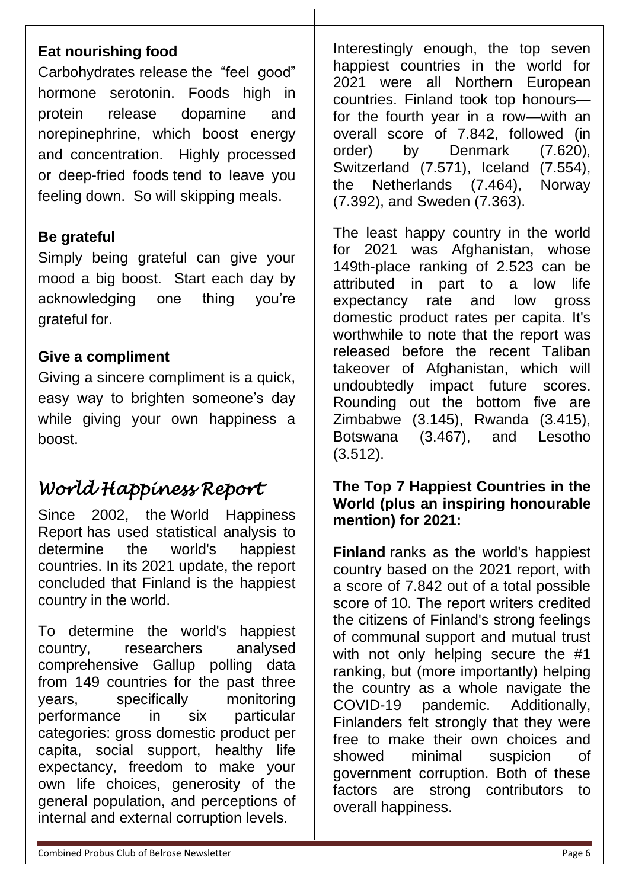### Eat nourishing food

Carbohydrates release the "feel good" hormone serotonin. Foods high in protein release dopamine and norepinephrine, which boost energy and concentration. Highly processed or deep-fried foods tend to leave you feeling down. So will skipping meals.

### Be grateful

Simply being grateful can give your mood a big boost. Start each day by acknowledging one thing you're grateful for.

### Give a compliment

Giving a sincere compliment is a quick, easy way to brighten someone's day while giving your own happiness a boost.

## *World Happiness Report*

Since 2002, the World Happiness Report has used statistical analysis to determine the world's happiest countries. In its 2021 update, the report concluded that Finland is the happiest country in the world.

To determine the world's happiest country, researchers analysed comprehensive Gallup polling data from 149 countries for the past three years, specifically monitoring performance in six particular categories: gross domestic product per capita, social support, healthy life expectancy, freedom to make your own life choices, generosity of the general population, and perceptions of internal and external corruption levels.

Interestingly enough, the top seven happiest countries in the world for 2021 were all Northern European countries. Finland took top honours—for the fourth year in a row—with an overall score of 7.842, followed (in order) by Denmark (7.620), Switzerland (7.571), Iceland (7.554), the Netherlands (7.464), Norway (7.392), and Sweden (7.363).

The least happy country in the world for 2021 was Afghanistan, whose 149th-place ranking of 2.523 can be attributed in part to a low life expectancy rate and low gross domestic product rates per capita. It's worthwhile to note that the report was released before the recent Taliban takeover of Afghanistan, which will undoubtedly impact future scores. Rounding out the bottom five are Zimbabwe (3.145), Rwanda (3.415), Botswana (3.467), and Lesotho (3.512).

### The Top 7 Happiest Countries in the World (plus an inspiring honourable mention) for 2021:

**Finland** ranks as the world's happiest country based on the 2021 report, with a score of 7.842 out of a total possible score of 10. The report writers credited the citizens of Finland's strong feelings of communal support and mutual trust with not only helping secure the #1 ranking, but (more importantly) helping the country as a whole navigate the COVID-19 pandemic. Additionally, Finlanders felt strongly that they were free to make their own choices and showed minimal suspicion of government corruption. Both of these factors are strong contributors to overall happiness.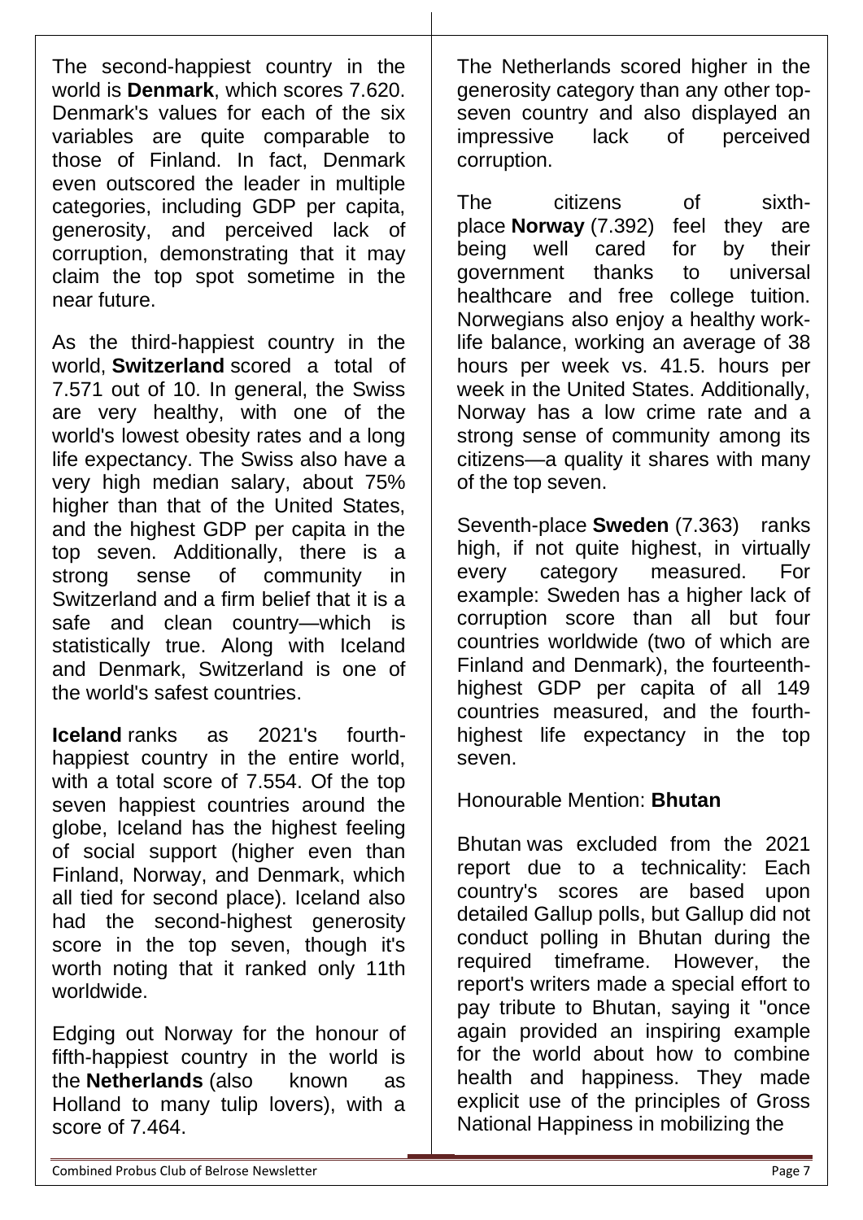The second-happiest country in the world is **Denmark**, which scores 7.620. Denmark's values for each of the six variables are quite comparable to those of Finland. In fact, Denmark even outscored the leader in multiple categories, including GDP per capita, generosity, and perceived lack of corruption, demonstrating that it may claim the top spot sometime in the near future.

As the third-happiest country in the world, **Switzerland** scored a total of 7.571 out of 10. In general, the Swiss are very healthy, with one of the world's lowest obesity rates and a long life expectancy. The Swiss also have a very high median salary, about 75% higher than that of the United States, and the highest GDP per capita in the top seven. Additionally, there is a strong sense of community in Switzerland and a firm belief that it is a safe and clean country—which is statistically true. Along with Iceland and Denmark, Switzerland is one of the world's safest countries.

**Iceland** ranks as 2021's fourth-happiest country in the entire world, with a total score of 7.554. Of the top seven happiest countries around the globe, Iceland has the highest feeling of social support (higher even than Finland, Norway, and Denmark, which all tied for second place). Iceland also had the second-highest generosity score in the top seven, though it's worth noting that it ranked only 11th worldwide.

Edging out Norway for the honour of fifth-happiest country in the world is the **Netherlands** (also known as Holland to many tulip lovers), with a score of 7.464.

The Netherlands scored higher in the generosity category than any other top-seven country and also displayed an impressive lack of perceived corruption.

The citizens of sixth-place **Norway** (7.392) feel they are being well cared for by their government thanks to universal healthcare and free college tuition. Norwegians also enjoy a healthy work-life balance, working an average of 38 hours per week vs. 41.5. hours per week in the United States. Additionally, Norway has a low crime rate and a strong sense of community among its citizens—a quality it shares with many of the top seven.

Seventh-place **Sweden** (7.363) ranks high, if not quite highest, in virtually every category measured. For example: Sweden has a higher lack of corruption score than all but four countries worldwide (two of which are Finland and Denmark), the fourteenth-highest GDP per capita of all 149 countries measured, and the fourth-highest life expectancy in the top seven.

Honourable Mention: **Bhutan**

Bhutan was excluded from the 2021 report due to a technicality: Each country's scores are based upon detailed Gallup polls, but Gallup did not conduct polling in Bhutan during the required timeframe. However, the report's writers made a special effort to pay tribute to Bhutan, saying it "once again provided an inspiring example for the world about how to combine health and happiness. They made explicit use of the principles of Gross National Happiness in mobilizing the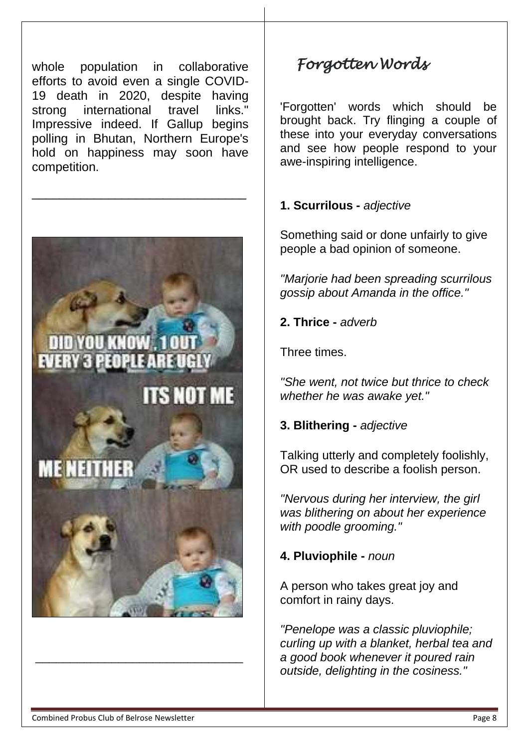whole population in collaborative efforts to avoid even a single COVID-19 death in 2020, despite having strong international travel links." Impressive indeed. If Gallup begins polling in Bhutan, Northern Europe's hold on happiness may soon have competition.

---

DID YOU KNOW, 1 OUT EVERY 3 PEOPLE ARE UGLY

ITS NOT ME

ME NEITHER

---

## Forgotten Words

'Forgotten' words which should be brought back. Try flinging a couple of these into your everyday conversations and see how people respond to your awe-inspiring intelligence.

**1. Scurrilous -** *adjective*

Something said or done unfairly to give people a bad opinion of someone.

*"Marjorie had been spreading scurrilous gossip about Amanda in the office."*

**2. Thrice -** *adverb*

Three times.

*"She went, not twice but thrice to check whether he was awake yet."*

**3. Blithering -** *adjective*

Talking utterly and completely foolishly, OR used to describe a foolish person.

*"Nervous during her interview, the girl was blithering on about her experience with poodle grooming."*

**4. Pluviophile -** *noun*

A person who takes great joy and comfort in rainy days.

*"Penelope was a classic pluviophile; curling up with a blanket, herbal tea and a good book whenever it poured rain outside, delighting in the cosiness."*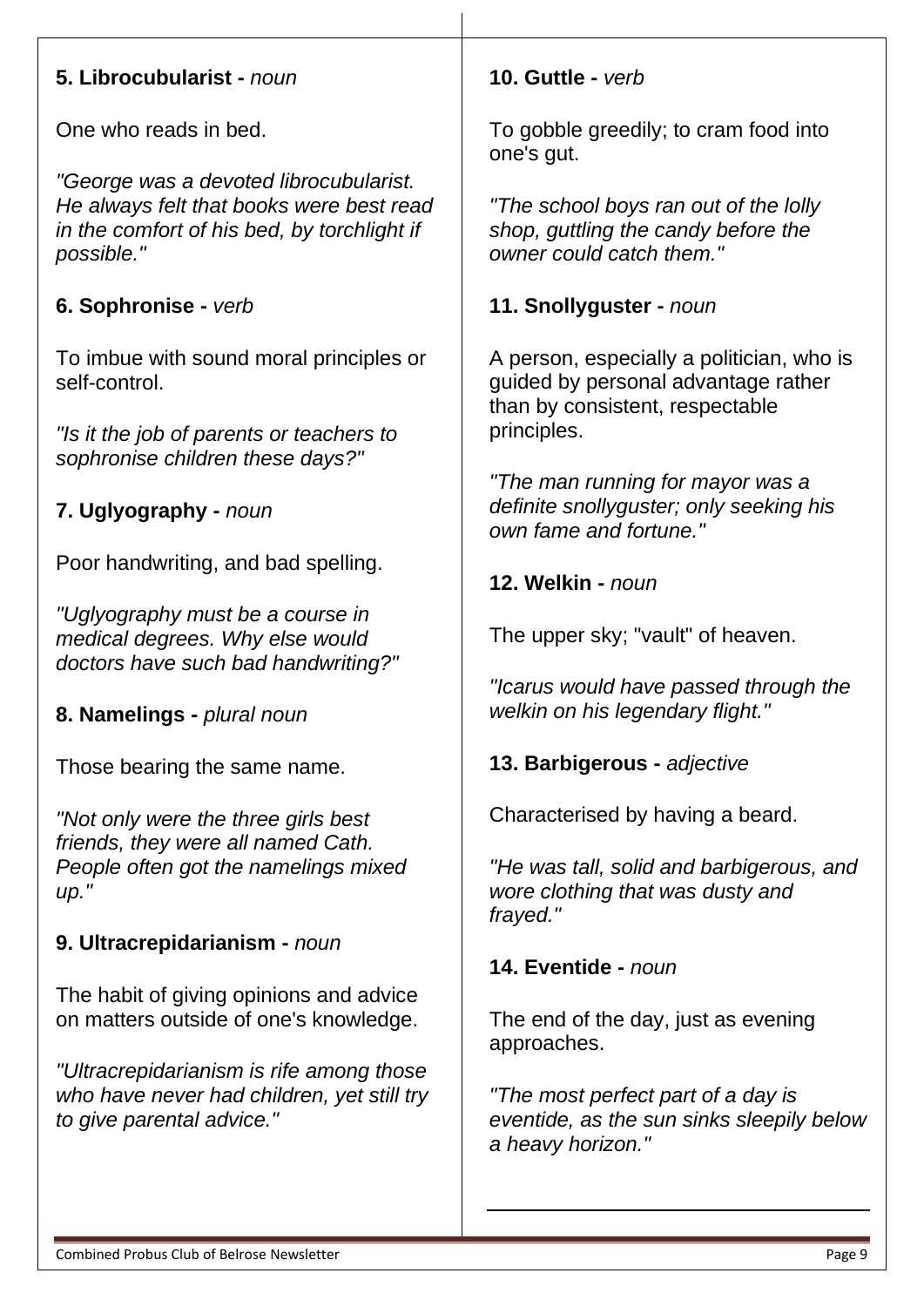**5. Librocubularist -** *noun*

One who reads in bed.

*"George was a devoted librocubularist. He always felt that books were best read in the comfort of his bed, by torchlight if possible."*

**6. Sophronise -** *verb*

To imbue with sound moral principles or self-control.

*"Is it the job of parents or teachers to sophronise children these days?"*

**7. Uglyography -** *noun*

Poor handwriting, and bad spelling.

*"Uglyography must be a course in medical degrees. Why else would doctors have such bad handwriting?"*

**8. Namelings -** *plural noun*

Those bearing the same name.

*"Not only were the three girls best friends, they were all named Cath. People often got the namelings mixed up."*

**9. Ultracrepidarianism -** *noun*

The habit of giving opinions and advice on matters outside of one's knowledge.

*"Ultracrepidarianism is rife among those who have never had children, yet still try to give parental advice."*

**10. Guttle -** *verb*

To gobble greedily; to cram food into one's gut.

*"The school boys ran out of the lolly shop, guttling the candy before the owner could catch them."*

**11. Snollyguster -** *noun*

A person, especially a politician, who is guided by personal advantage rather than by consistent, respectable principles.

*"The man running for mayor was a definite snollyguster; only seeking his own fame and fortune."*

**12. Welkin -** *noun*

The upper sky; "vault" of heaven.

*"Icarus would have passed through the welkin on his legendary flight."*

**13. Barbigerous -** *adjective*

Characterised by having a beard.

*"He was tall, solid and barbigerous, and wore clothing that was dusty and frayed."*

**14. Eventide -** *noun*

The end of the day, just as evening approaches.

*"The most perfect part of a day is eventide, as the sun sinks sleepily below a heavy horizon."*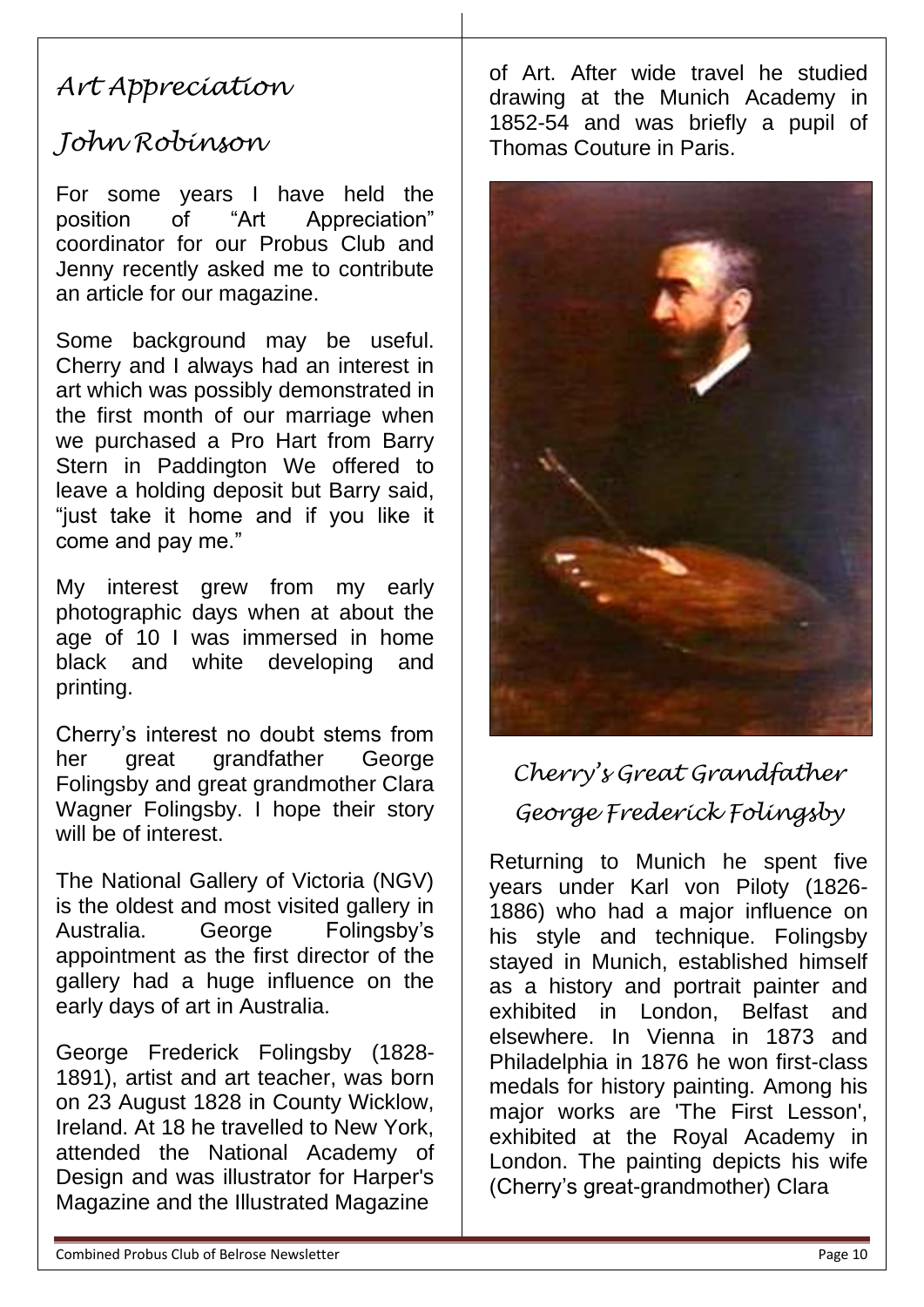# Art Appreciation

## John Robinson

For some years I have held the position of "Art Appreciation" coordinator for our Probus Club and Jenny recently asked me to contribute an article for our magazine.

Some background may be useful. Cherry and I always had an interest in art which was possibly demonstrated in the first month of our marriage when we purchased a Pro Hart from Barry Stern in Paddington We offered to leave a holding deposit but Barry said, "just take it home and if you like it come and pay me."

My interest grew from my early photographic days when at about the age of 10 I was immersed in home black and white developing and printing.

Cherry's interest no doubt stems from her great grandfather George Folingsby and great grandmother Clara Wagner Folingsby. I hope their story will be of interest.

The National Gallery of Victoria (NGV) is the oldest and most visited gallery in Australia. George Folingsby's appointment as the first director of the gallery had a huge influence on the early days of art in Australia.

George Frederick Folingsby (1828-1891), artist and art teacher, was born on 23 August 1828 in County Wicklow, Ireland. At 18 he travelled to New York, attended the National Academy of Design and was illustrator for Harper's Magazine and the Illustrated Magazine of Art. After wide travel he studied drawing at the Munich Academy in 1852-54 and was briefly a pupil of Thomas Couture in Paris.

*Cherry's Great Grandfather*

*George Frederick Folingsby*

Returning to Munich he spent five years under Karl von Piloty (1826-1886) who had a major influence on his style and technique. Folingsby stayed in Munich, established himself as a history and portrait painter and exhibited in London, Belfast and elsewhere. In Vienna in 1873 and Philadelphia in 1876 he won first-class medals for history painting. Among his major works are 'The First Lesson', exhibited at the Royal Academy in London. The painting depicts his wife (Cherry's great-grandmother) Clara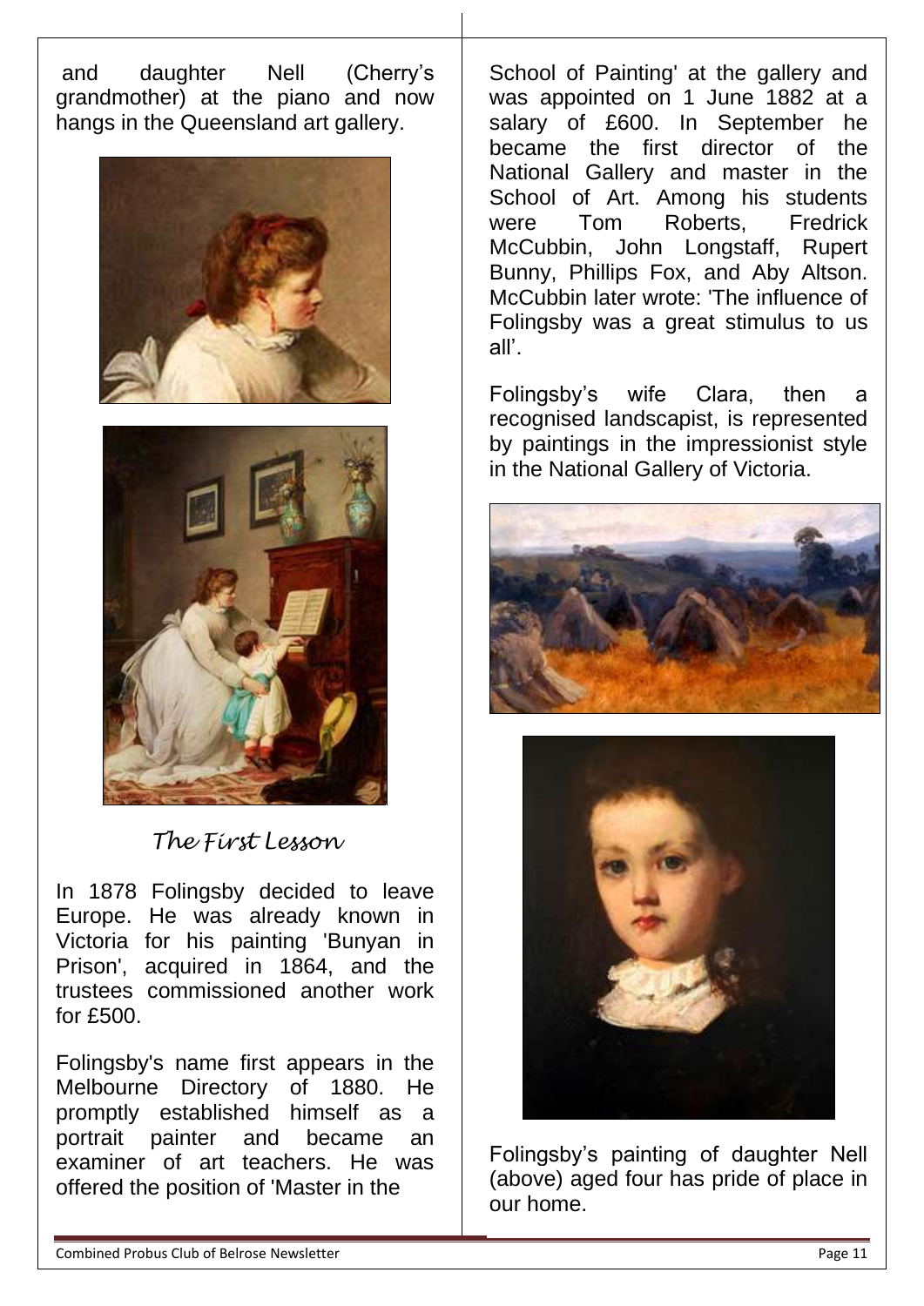and daughter Nell (Cherry's grandmother) at the piano and now hangs in the Queensland art gallery.

*The First Lesson*

In 1878 Folingsby decided to leave Europe. He was already known in Victoria for his painting 'Bunyan in Prison', acquired in 1864, and the trustees commissioned another work for £500.

Folingsby's name first appears in the Melbourne Directory of 1880. He promptly established himself as a portrait painter and became an examiner of art teachers. He was offered the position of 'Master in the School of Painting' at the gallery and was appointed on 1 June 1882 at a salary of £600. In September he became the first director of the National Gallery and master in the School of Art. Among his students were Tom Roberts, Fredrick McCubbin, John Longstaff, Rupert Bunny, Phillips Fox, and Aby Altson. McCubbin later wrote: 'The influence of Folingsby was a great stimulus to us all'.

Folingsby's wife Clara, then a recognised landscapist, is represented by paintings in the impressionist style in the National Gallery of Victoria.

Folingsby's painting of daughter Nell (above) aged four has pride of place in our home.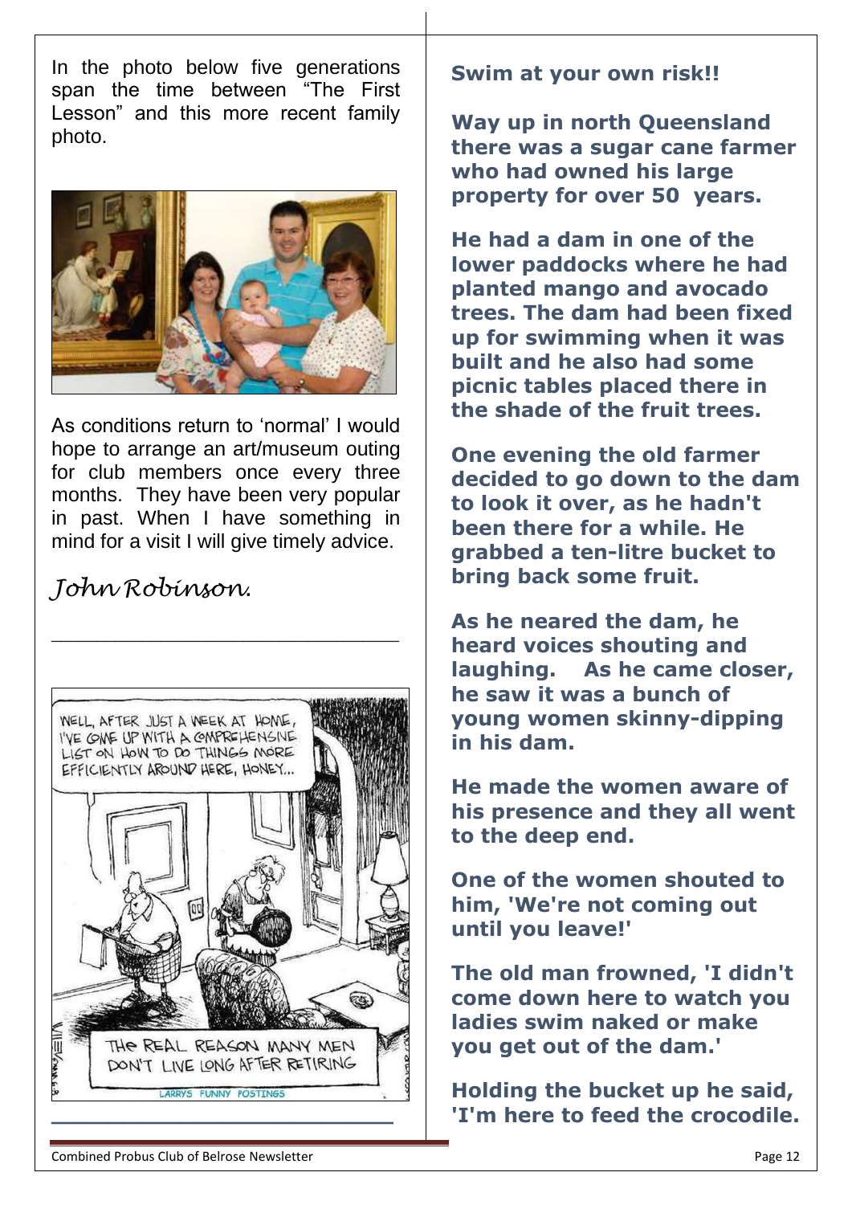In the photo below five generations span the time between "The First Lesson" and this more recent family photo.

As conditions return to 'normal' I would hope to arrange an art/museum outing for club members once every three months. They have been very popular in past. When I have something in mind for a visit I will give timely advice.

*John Robinson.*

---

WELL, AFTER JUST A WEEK AT HOME, I'VE COME UP WITH A COMPREHENSIVE LIST ON HOW TO DO THINGS MORE EFFICIENTLY AROUND HERE, HONEY...

THE REAL REASON MANY MEN DON'T LIVE LONG AFTER RETIRING

LARRYS FUNNY POSTINGS

---

**Swim at your own risk!!**

**Way up in north Queensland there was a sugar cane farmer who had owned his large property for over 50 years.**

**He had a dam in one of the lower paddocks where he had planted mango and avocado trees. The dam had been fixed up for swimming when it was built and he also had some picnic tables placed there in the shade of the fruit trees.**

**One evening the old farmer decided to go down to the dam to look it over, as he hadn't been there for a while. He grabbed a ten-litre bucket to bring back some fruit.**

**As he neared the dam, he heard voices shouting and laughing. As he came closer, he saw it was a bunch of young women skinny-dipping in his dam.**

**He made the women aware of his presence and they all went to the deep end.**

**One of the women shouted to him, 'We're not coming out until you leave!'**

**The old man frowned, 'I didn't come down here to watch you ladies swim naked or make you get out of the dam.'**

**Holding the bucket up he said, 'I'm here to feed the crocodile.**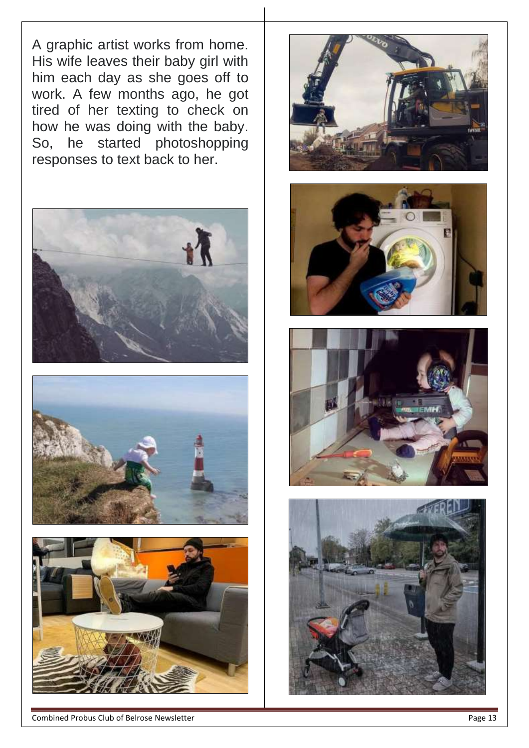A graphic artist works from home. His wife leaves their baby girl with him each day as she goes off to work. A few months ago, he got tired of her texting to check on how he was doing with the baby. So, he started photoshopping responses to text back to her.